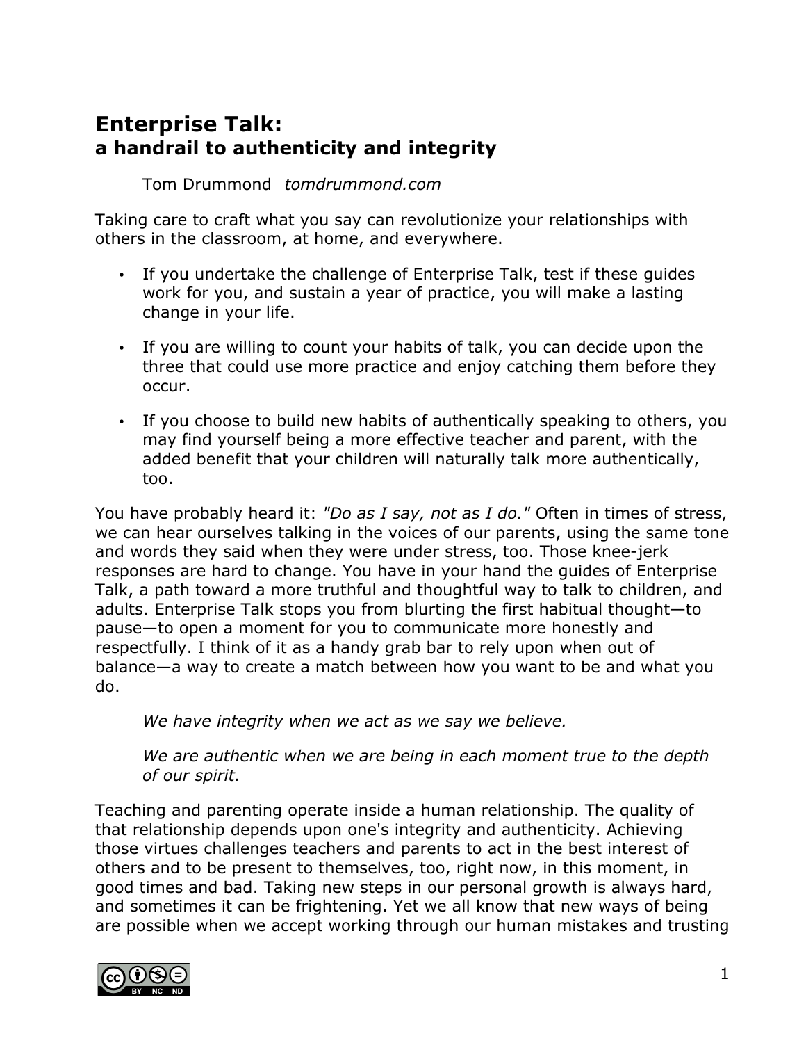# Enterprise Talk:
## a handrail to authenticity and integrity

Tom Drummond *tomdrummond.com*

Taking care to craft what you say can revolutionize your relationships with others in the classroom, at home, and everywhere.

- If you undertake the challenge of Enterprise Talk, test if these guides work for you, and sustain a year of practice, you will make a lasting change in your life.
- If you are willing to count your habits of talk, you can decide upon the three that could use more practice and enjoy catching them before they occur.
- If you choose to build new habits of authentically speaking to others, you may find yourself being a more effective teacher and parent, with the added benefit that your children will naturally talk more authentically, too.

You have probably heard it: *"Do as I say, not as I do."* Often in times of stress, we can hear ourselves talking in the voices of our parents, using the same tone and words they said when they were under stress, too. Those knee-jerk responses are hard to change. You have in your hand the guides of Enterprise Talk, a path toward a more truthful and thoughtful way to talk to children, and adults. Enterprise Talk stops you from blurting the first habitual thought—to pause—to open a moment for you to communicate more honestly and respectfully. I think of it as a handy grab bar to rely upon when out of balance—a way to create a match between how you want to be and what you do.

*We have integrity when we act as we say we believe.*

*We are authentic when we are being in each moment true to the depth of our spirit.*

Teaching and parenting operate inside a human relationship. The quality of that relationship depends upon one's integrity and authenticity. Achieving those virtues challenges teachers and parents to act in the best interest of others and to be present to themselves, too, right now, in this moment, in good times and bad. Taking new steps in our personal growth is always hard, and sometimes it can be frightening. Yet we all know that new ways of being are possible when we accept working through our human mistakes and trusting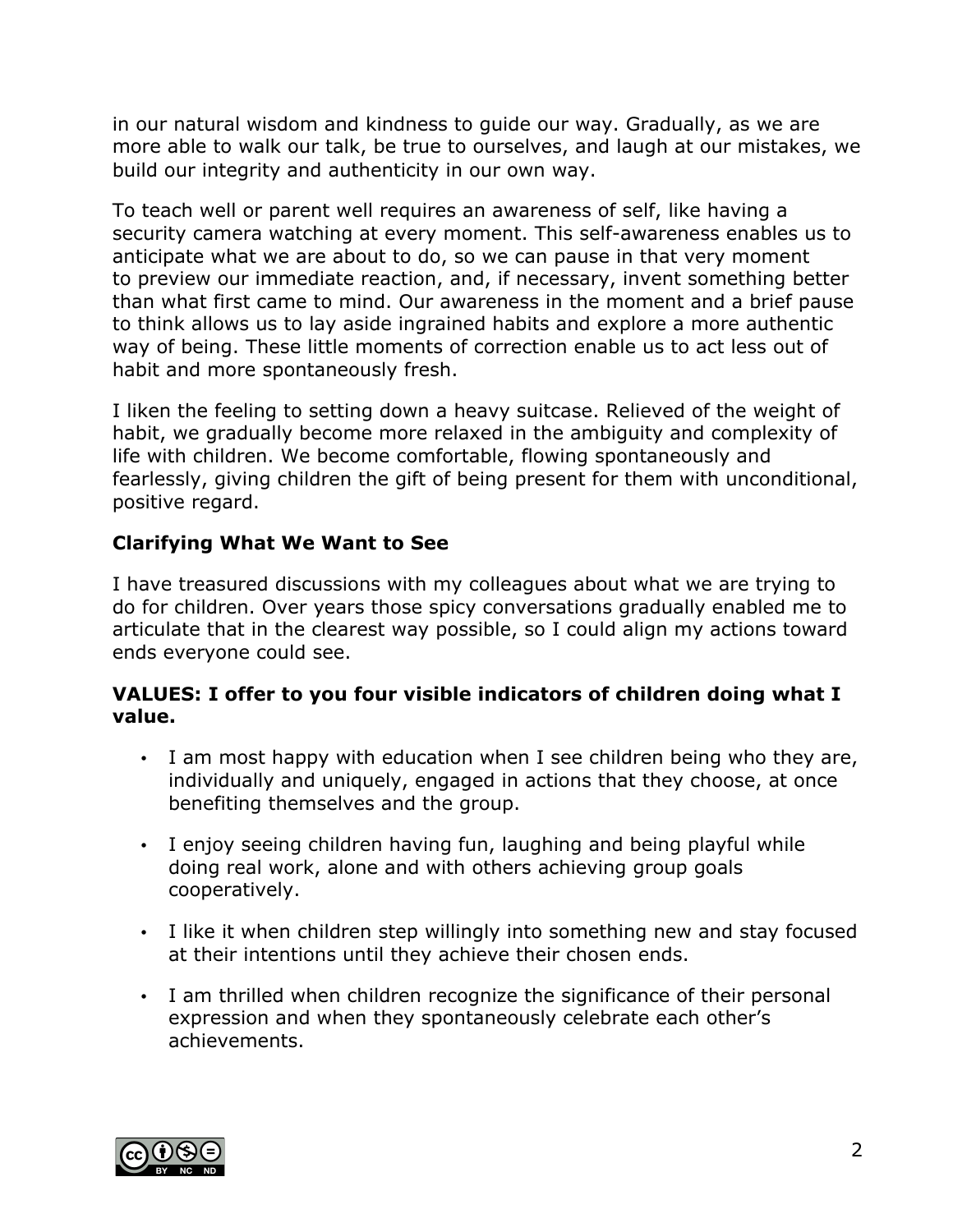in our natural wisdom and kindness to guide our way. Gradually, as we are more able to walk our talk, be true to ourselves, and laugh at our mistakes, we build our integrity and authenticity in our own way.

To teach well or parent well requires an awareness of self, like having a security camera watching at every moment. This self-awareness enables us to anticipate what we are about to do, so we can pause in that very moment to preview our immediate reaction, and, if necessary, invent something better than what first came to mind. Our awareness in the moment and a brief pause to think allows us to lay aside ingrained habits and explore a more authentic way of being. These little moments of correction enable us to act less out of habit and more spontaneously fresh.

I liken the feeling to setting down a heavy suitcase. Relieved of the weight of habit, we gradually become more relaxed in the ambiguity and complexity of life with children. We become comfortable, flowing spontaneously and fearlessly, giving children the gift of being present for them with unconditional, positive regard.

**Clarifying What We Want to See**

I have treasured discussions with my colleagues about what we are trying to do for children. Over years those spicy conversations gradually enabled me to articulate that in the clearest way possible, so I could align my actions toward ends everyone could see.

**VALUES: I offer to you four visible indicators of children doing what I value.**

- I am most happy with education when I see children being who they are, individually and uniquely, engaged in actions that they choose, at once benefiting themselves and the group.
- I enjoy seeing children having fun, laughing and being playful while doing real work, alone and with others achieving group goals cooperatively.
- I like it when children step willingly into something new and stay focused at their intentions until they achieve their chosen ends.
- I am thrilled when children recognize the significance of their personal expression and when they spontaneously celebrate each other's achievements.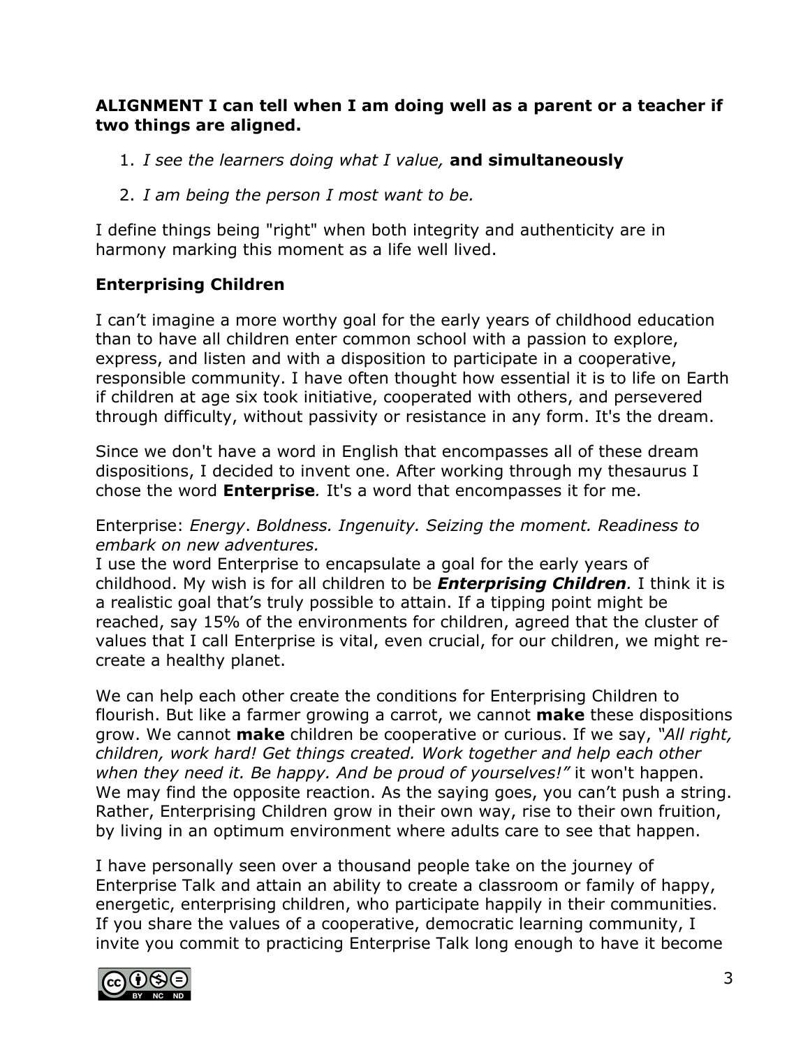**ALIGNMENT I can tell when I am doing well as a parent or a teacher if two things are aligned.**

1. *I see the learners doing what I value,* **and simultaneously**
2. *I am being the person I most want to be.*

I define things being "right" when both integrity and authenticity are in harmony marking this moment as a life well lived.

## Enterprising Children

I can't imagine a more worthy goal for the early years of childhood education than to have all children enter common school with a passion to explore, express, and listen and with a disposition to participate in a cooperative, responsible community. I have often thought how essential it is to life on Earth if children at age six took initiative, cooperated with others, and persevered through difficulty, without passivity or resistance in any form. It's the dream.

Since we don't have a word in English that encompasses all of these dream dispositions, I decided to invent one. After working through my thesaurus I chose the word **Enterprise***.* It's a word that encompasses it for me.

Enterprise: *Energy*. *Boldness. Ingenuity. Seizing the moment. Readiness to embark on new adventures.*
I use the word Enterprise to encapsulate a goal for the early years of childhood. My wish is for all children to be ***Enterprising Children****.* I think it is a realistic goal that's truly possible to attain. If a tipping point might be reached, say 15% of the environments for children, agreed that the cluster of values that I call Enterprise is vital, even crucial, for our children, we might re-create a healthy planet.

We can help each other create the conditions for Enterprising Children to flourish. But like a farmer growing a carrot, we cannot **make** these dispositions grow. We cannot **make** children be cooperative or curious. If we say, *"All right, children, work hard! Get things created. Work together and help each other when they need it. Be happy. And be proud of yourselves!"* it won't happen. We may find the opposite reaction. As the saying goes, you can't push a string. Rather, Enterprising Children grow in their own way, rise to their own fruition, by living in an optimum environment where adults care to see that happen.

I have personally seen over a thousand people take on the journey of Enterprise Talk and attain an ability to create a classroom or family of happy, energetic, enterprising children, who participate happily in their communities. If you share the values of a cooperative, democratic learning community, I invite you commit to practicing Enterprise Talk long enough to have it become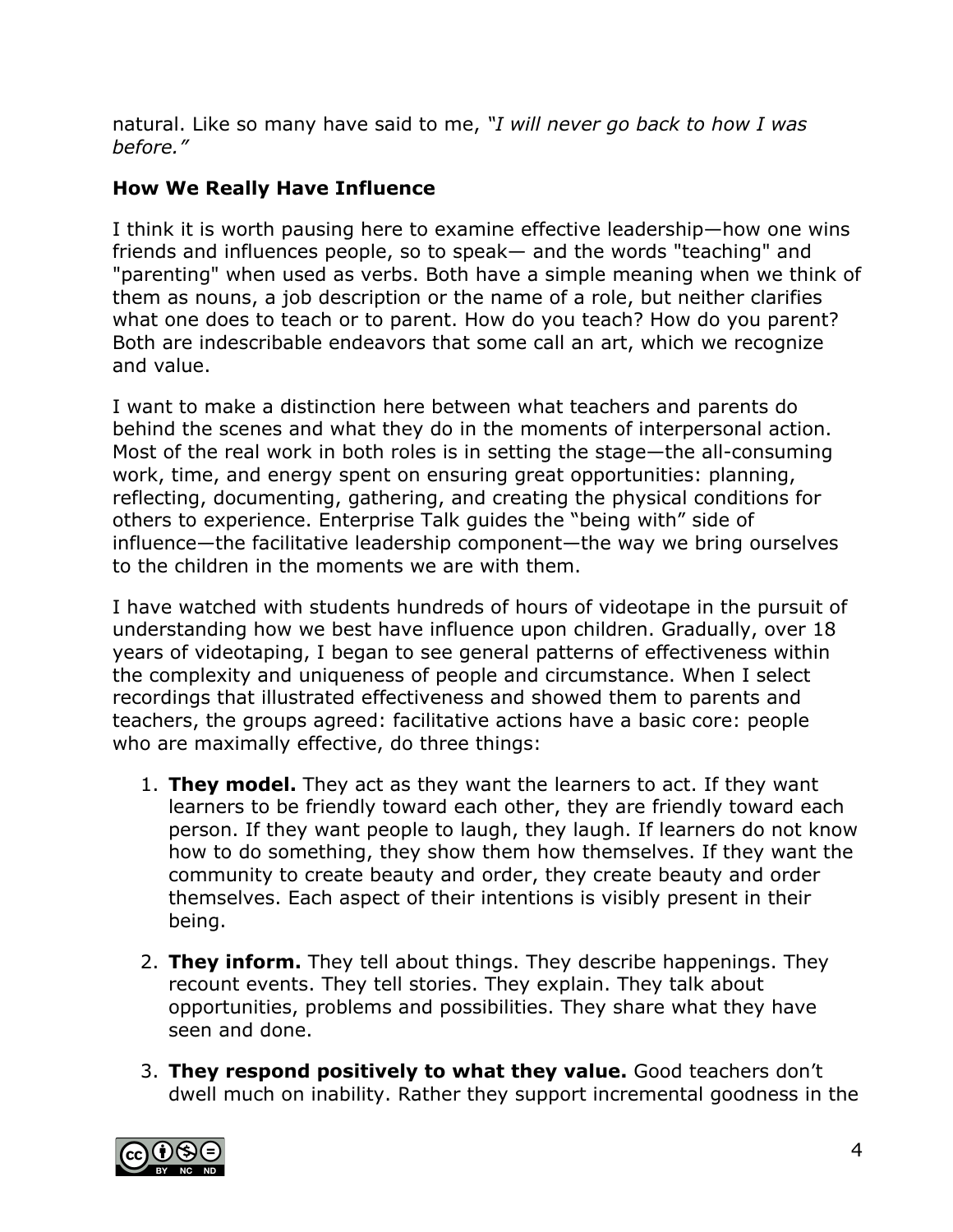natural. Like so many have said to me, *"I will never go back to how I was before."*

**How We Really Have Influence**

I think it is worth pausing here to examine effective leadership—how one wins friends and influences people, so to speak— and the words "teaching" and "parenting" when used as verbs. Both have a simple meaning when we think of them as nouns, a job description or the name of a role, but neither clarifies what one does to teach or to parent. How do you teach? How do you parent? Both are indescribable endeavors that some call an art, which we recognize and value.

I want to make a distinction here between what teachers and parents do behind the scenes and what they do in the moments of interpersonal action. Most of the real work in both roles is in setting the stage—the all-consuming work, time, and energy spent on ensuring great opportunities: planning, reflecting, documenting, gathering, and creating the physical conditions for others to experience. Enterprise Talk guides the "being with" side of influence—the facilitative leadership component—the way we bring ourselves to the children in the moments we are with them.

I have watched with students hundreds of hours of videotape in the pursuit of understanding how we best have influence upon children. Gradually, over 18 years of videotaping, I began to see general patterns of effectiveness within the complexity and uniqueness of people and circumstance. When I select recordings that illustrated effectiveness and showed them to parents and teachers, the groups agreed: facilitative actions have a basic core: people who are maximally effective, do three things:

1. **They model.** They act as they want the learners to act. If they want learners to be friendly toward each other, they are friendly toward each person. If they want people to laugh, they laugh. If learners do not know how to do something, they show them how themselves. If they want the community to create beauty and order, they create beauty and order themselves. Each aspect of their intentions is visibly present in their being.

2. **They inform.** They tell about things. They describe happenings. They recount events. They tell stories. They explain. They talk about opportunities, problems and possibilities. They share what they have seen and done.

3. **They respond positively to what they value.** Good teachers don't dwell much on inability. Rather they support incremental goodness in the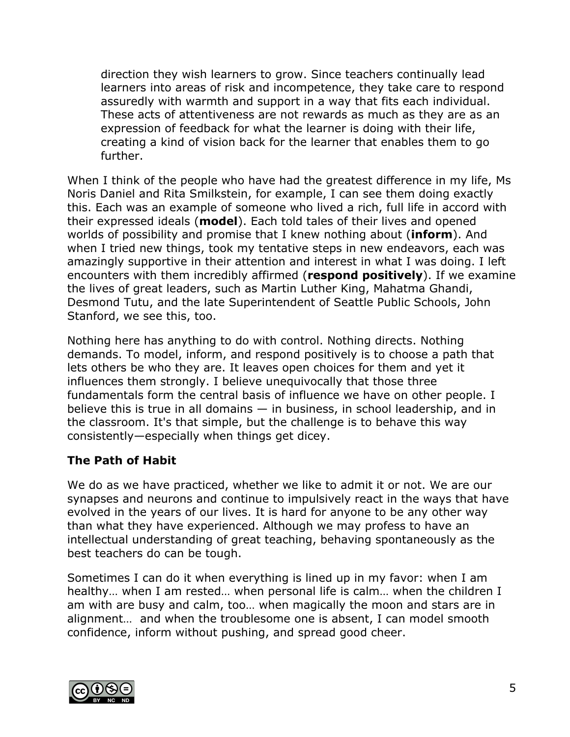> direction they wish learners to grow. Since teachers continually lead learners into areas of risk and incompetence, they take care to respond assuredly with warmth and support in a way that fits each individual. These acts of attentiveness are not rewards as much as they are as an expression of feedback for what the learner is doing with their life, creating a kind of vision back for the learner that enables them to go further.

When I think of the people who have had the greatest difference in my life, Ms Noris Daniel and Rita Smilkstein, for example, I can see them doing exactly this. Each was an example of someone who lived a rich, full life in accord with their expressed ideals (**model**). Each told tales of their lives and opened worlds of possibility and promise that I knew nothing about (**inform**). And when I tried new things, took my tentative steps in new endeavors, each was amazingly supportive in their attention and interest in what I was doing. I left encounters with them incredibly affirmed (**respond positively**). If we examine the lives of great leaders, such as Martin Luther King, Mahatma Ghandi, Desmond Tutu, and the late Superintendent of Seattle Public Schools, John Stanford, we see this, too.

Nothing here has anything to do with control. Nothing directs. Nothing demands. To model, inform, and respond positively is to choose a path that lets others be who they are. It leaves open choices for them and yet it influences them strongly. I believe unequivocally that those three fundamentals form the central basis of influence we have on other people. I believe this is true in all domains — in business, in school leadership, and in the classroom. It's that simple, but the challenge is to behave this way consistently—especially when things get dicey.

### The Path of Habit

We do as we have practiced, whether we like to admit it or not. We are our synapses and neurons and continue to impulsively react in the ways that have evolved in the years of our lives. It is hard for anyone to be any other way than what they have experienced. Although we may profess to have an intellectual understanding of great teaching, behaving spontaneously as the best teachers do can be tough.

Sometimes I can do it when everything is lined up in my favor: when I am healthy… when I am rested… when personal life is calm… when the children I am with are busy and calm, too… when magically the moon and stars are in alignment… and when the troublesome one is absent, I can model smooth confidence, inform without pushing, and spread good cheer.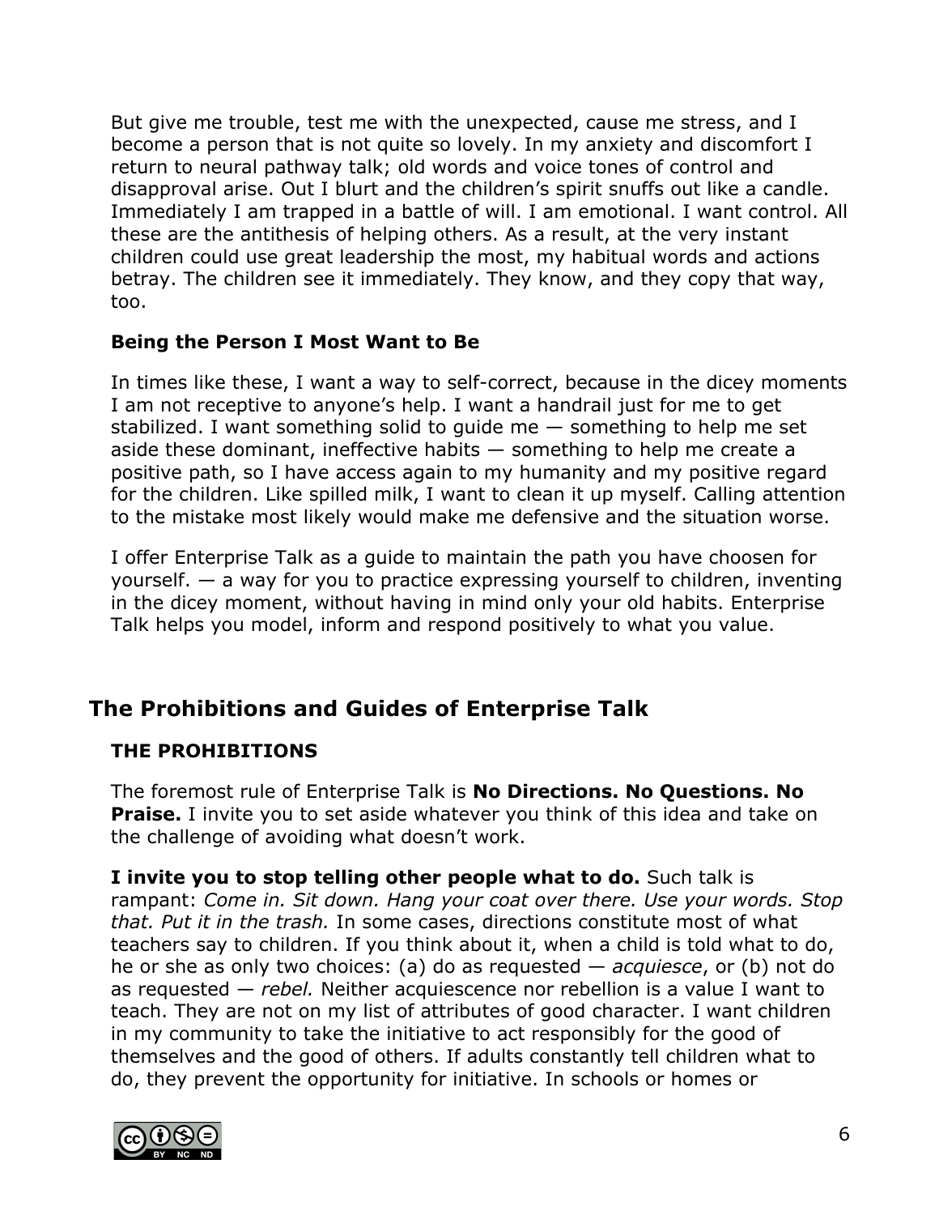But give me trouble, test me with the unexpected, cause me stress, and I become a person that is not quite so lovely. In my anxiety and discomfort I return to neural pathway talk; old words and voice tones of control and disapproval arise. Out I blurt and the children's spirit snuffs out like a candle. Immediately I am trapped in a battle of will. I am emotional. I want control. All these are the antithesis of helping others. As a result, at the very instant children could use great leadership the most, my habitual words and actions betray. The children see it immediately. They know, and they copy that way, too.

### Being the Person I Most Want to Be

In times like these, I want a way to self-correct, because in the dicey moments I am not receptive to anyone's help. I want a handrail just for me to get stabilized. I want something solid to guide me — something to help me set aside these dominant, ineffective habits — something to help me create a positive path, so I have access again to my humanity and my positive regard for the children. Like spilled milk, I want to clean it up myself. Calling attention to the mistake most likely would make me defensive and the situation worse.

I offer Enterprise Talk as a guide to maintain the path you have choosen for yourself. — a way for you to practice expressing yourself to children, inventing in the dicey moment, without having in mind only your old habits. Enterprise Talk helps you model, inform and respond positively to what you value.

## The Prohibitions and Guides of Enterprise Talk

### THE PROHIBITIONS

The foremost rule of Enterprise Talk is **No Directions. No Questions. No Praise.** I invite you to set aside whatever you think of this idea and take on the challenge of avoiding what doesn't work.

**I invite you to stop telling other people what to do.** Such talk is rampant: *Come in. Sit down. Hang your coat over there. Use your words. Stop that. Put it in the trash.* In some cases, directions constitute most of what teachers say to children. If you think about it, when a child is told what to do, he or she as only two choices: (a) do as requested — *acquiesce*, or (b) not do as requested — *rebel.* Neither acquiescence nor rebellion is a value I want to teach. They are not on my list of attributes of good character. I want children in my community to take the initiative to act responsibly for the good of themselves and the good of others. If adults constantly tell children what to do, they prevent the opportunity for initiative. In schools or homes or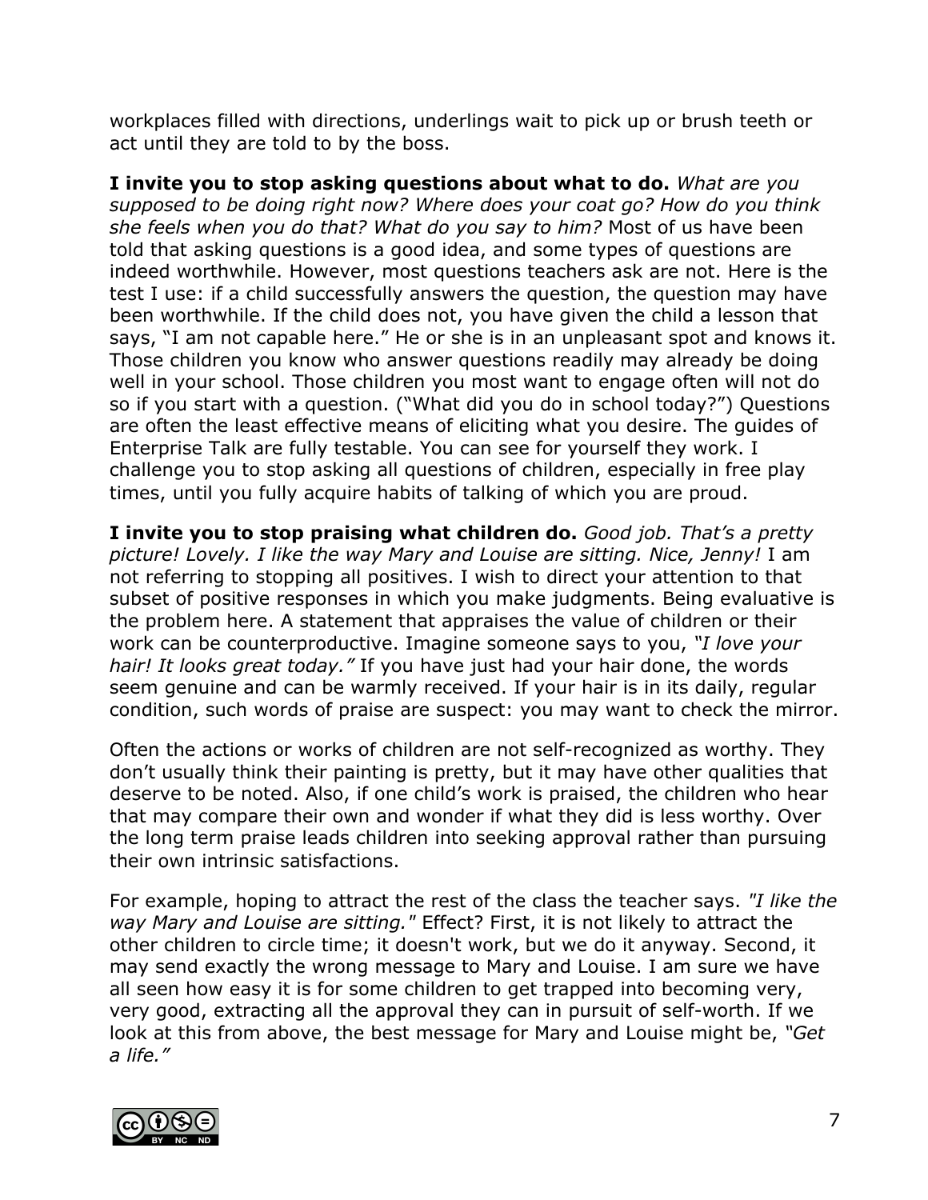workplaces filled with directions, underlings wait to pick up or brush teeth or act until they are told to by the boss.

**I invite you to stop asking questions about what to do.** *What are you supposed to be doing right now? Where does your coat go? How do you think she feels when you do that? What do you say to him?* Most of us have been told that asking questions is a good idea, and some types of questions are indeed worthwhile. However, most questions teachers ask are not. Here is the test I use: if a child successfully answers the question, the question may have been worthwhile. If the child does not, you have given the child a lesson that says, "I am not capable here." He or she is in an unpleasant spot and knows it. Those children you know who answer questions readily may already be doing well in your school. Those children you most want to engage often will not do so if you start with a question. ("What did you do in school today?") Questions are often the least effective means of eliciting what you desire. The guides of Enterprise Talk are fully testable. You can see for yourself they work. I challenge you to stop asking all questions of children, especially in free play times, until you fully acquire habits of talking of which you are proud.

**I invite you to stop praising what children do.** *Good job. That's a pretty picture! Lovely. I like the way Mary and Louise are sitting. Nice, Jenny!* I am not referring to stopping all positives. I wish to direct your attention to that subset of positive responses in which you make judgments. Being evaluative is the problem here. A statement that appraises the value of children or their work can be counterproductive. Imagine someone says to you, *"I love your hair! It looks great today."* If you have just had your hair done, the words seem genuine and can be warmly received. If your hair is in its daily, regular condition, such words of praise are suspect: you may want to check the mirror.

Often the actions or works of children are not self-recognized as worthy. They don't usually think their painting is pretty, but it may have other qualities that deserve to be noted. Also, if one child's work is praised, the children who hear that may compare their own and wonder if what they did is less worthy. Over the long term praise leads children into seeking approval rather than pursuing their own intrinsic satisfactions.

For example, hoping to attract the rest of the class the teacher says. *"I like the way Mary and Louise are sitting."* Effect? First, it is not likely to attract the other children to circle time; it doesn't work, but we do it anyway. Second, it may send exactly the wrong message to Mary and Louise. I am sure we have all seen how easy it is for some children to get trapped into becoming very, very good, extracting all the approval they can in pursuit of self-worth. If we look at this from above, the best message for Mary and Louise might be, *"Get a life."*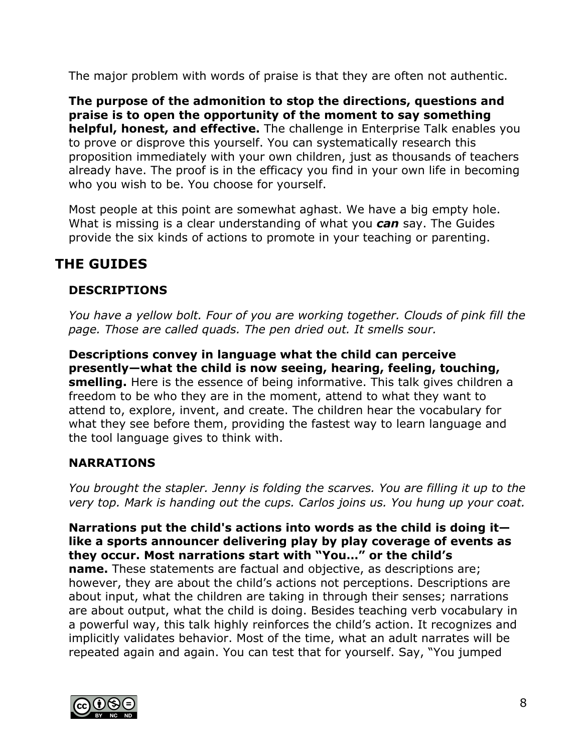The major problem with words of praise is that they are often not authentic.

**The purpose of the admonition to stop the directions, questions and praise is to open the opportunity of the moment to say something helpful, honest, and effective.** The challenge in Enterprise Talk enables you to prove or disprove this yourself. You can systematically research this proposition immediately with your own children, just as thousands of teachers already have. The proof is in the efficacy you find in your own life in becoming who you wish to be. You choose for yourself.

Most people at this point are somewhat aghast. We have a big empty hole. What is missing is a clear understanding of what you ***can*** say. The Guides provide the six kinds of actions to promote in your teaching or parenting.

## THE GUIDES

### DESCRIPTIONS

*You have a yellow bolt. Four of you are working together. Clouds of pink fill the page. Those are called quads. The pen dried out. It smells sour.*

**Descriptions convey in language what the child can perceive presently—what the child is now seeing, hearing, feeling, touching, smelling.** Here is the essence of being informative. This talk gives children a freedom to be who they are in the moment, attend to what they want to attend to, explore, invent, and create. The children hear the vocabulary for what they see before them, providing the fastest way to learn language and the tool language gives to think with.

### NARRATIONS

*You brought the stapler. Jenny is folding the scarves. You are filling it up to the very top. Mark is handing out the cups. Carlos joins us. You hung up your coat.*

**Narrations put the child's actions into words as the child is doing it—like a sports announcer delivering play by play coverage of events as they occur. Most narrations start with "You…" or the child's name.** These statements are factual and objective, as descriptions are; however, they are about the child's actions not perceptions. Descriptions are about input, what the children are taking in through their senses; narrations are about output, what the child is doing. Besides teaching verb vocabulary in a powerful way, this talk highly reinforces the child's action. It recognizes and implicitly validates behavior. Most of the time, what an adult narrates will be repeated again and again. You can test that for yourself. Say, "You jumped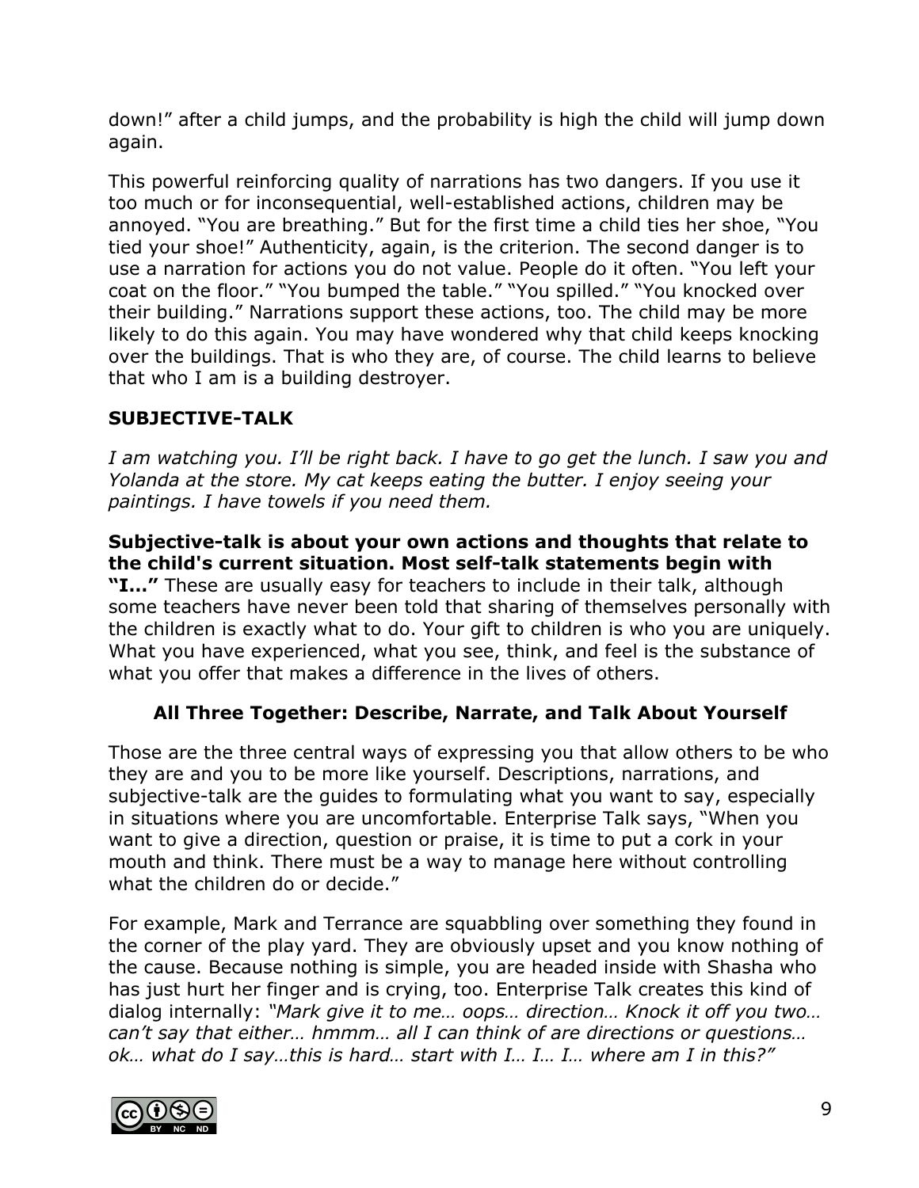down!" after a child jumps, and the probability is high the child will jump down again.

This powerful reinforcing quality of narrations has two dangers. If you use it too much or for inconsequential, well-established actions, children may be annoyed. "You are breathing." But for the first time a child ties her shoe, "You tied your shoe!" Authenticity, again, is the criterion. The second danger is to use a narration for actions you do not value. People do it often. "You left your coat on the floor." "You bumped the table." "You spilled." "You knocked over their building." Narrations support these actions, too. The child may be more likely to do this again. You may have wondered why that child keeps knocking over the buildings. That is who they are, of course. The child learns to believe that who I am is a building destroyer.

**SUBJECTIVE-TALK**

*I am watching you. I'll be right back. I have to go get the lunch. I saw you and Yolanda at the store. My cat keeps eating the butter. I enjoy seeing your paintings. I have towels if you need them.*

**Subjective-talk is about your own actions and thoughts that relate to the child's current situation. Most self-talk statements begin with "I…"** These are usually easy for teachers to include in their talk, although some teachers have never been told that sharing of themselves personally with the children is exactly what to do. Your gift to children is who you are uniquely. What you have experienced, what you see, think, and feel is the substance of what you offer that makes a difference in the lives of others.

### All Three Together: Describe, Narrate, and Talk About Yourself

Those are the three central ways of expressing you that allow others to be who they are and you to be more like yourself. Descriptions, narrations, and subjective-talk are the guides to formulating what you want to say, especially in situations where you are uncomfortable. Enterprise Talk says, "When you want to give a direction, question or praise, it is time to put a cork in your mouth and think. There must be a way to manage here without controlling what the children do or decide."

For example, Mark and Terrance are squabbling over something they found in the corner of the play yard. They are obviously upset and you know nothing of the cause. Because nothing is simple, you are headed inside with Shasha who has just hurt her finger and is crying, too. Enterprise Talk creates this kind of dialog internally: *"Mark give it to me… oops… direction… Knock it off you two… can't say that either… hmmm… all I can think of are directions or questions… ok… what do I say…this is hard… start with I… I… I… where am I in this?"*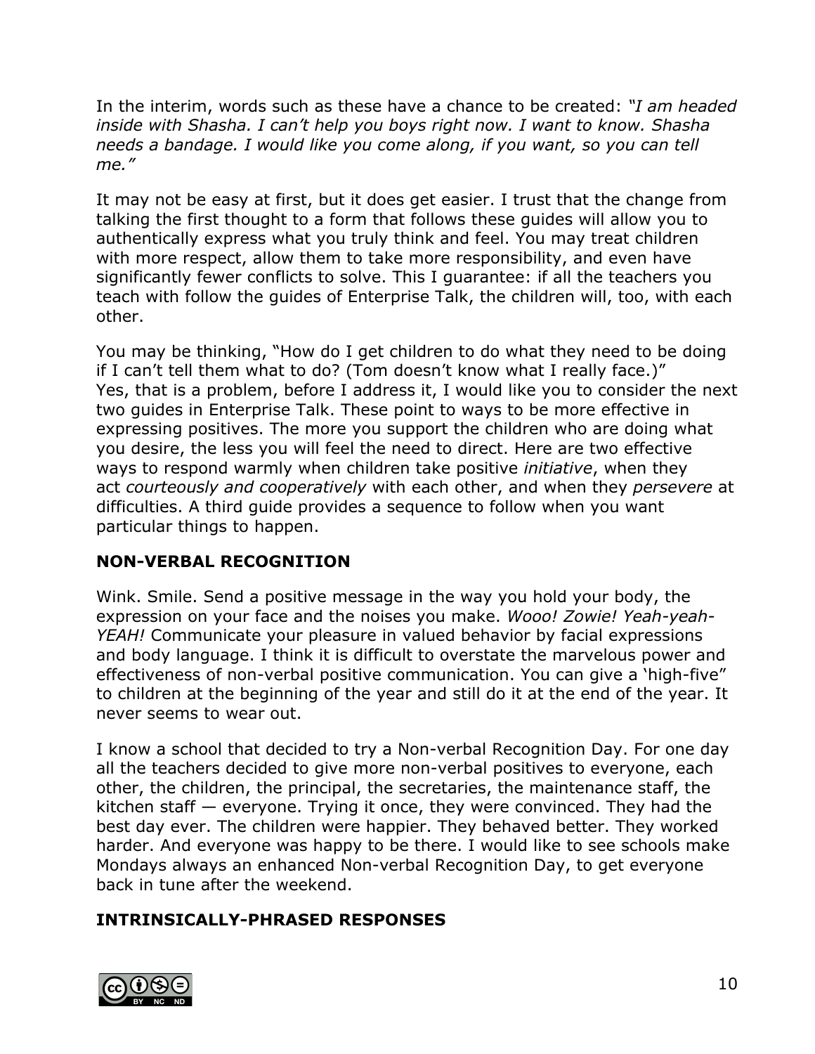In the interim, words such as these have a chance to be created: *"I am headed inside with Shasha. I can't help you boys right now. I want to know. Shasha needs a bandage. I would like you come along, if you want, so you can tell me."*

It may not be easy at first, but it does get easier. I trust that the change from talking the first thought to a form that follows these guides will allow you to authentically express what you truly think and feel. You may treat children with more respect, allow them to take more responsibility, and even have significantly fewer conflicts to solve. This I guarantee: if all the teachers you teach with follow the guides of Enterprise Talk, the children will, too, with each other.

You may be thinking, "How do I get children to do what they need to be doing if I can't tell them what to do? (Tom doesn't know what I really face.)" Yes, that is a problem, before I address it, I would like you to consider the next two guides in Enterprise Talk. These point to ways to be more effective in expressing positives. The more you support the children who are doing what you desire, the less you will feel the need to direct. Here are two effective ways to respond warmly when children take positive *initiative*, when they act *courteously and cooperatively* with each other, and when they *persevere* at difficulties. A third guide provides a sequence to follow when you want particular things to happen.

**NON-VERBAL RECOGNITION**

Wink. Smile. Send a positive message in the way you hold your body, the expression on your face and the noises you make. *Wooo! Zowie! Yeah-yeah-YEAH!* Communicate your pleasure in valued behavior by facial expressions and body language. I think it is difficult to overstate the marvelous power and effectiveness of non-verbal positive communication. You can give a 'high-five" to children at the beginning of the year and still do it at the end of the year. It never seems to wear out.

I know a school that decided to try a Non-verbal Recognition Day. For one day all the teachers decided to give more non-verbal positives to everyone, each other, the children, the principal, the secretaries, the maintenance staff, the kitchen staff — everyone. Trying it once, they were convinced. They had the best day ever. The children were happier. They behaved better. They worked harder. And everyone was happy to be there. I would like to see schools make Mondays always an enhanced Non-verbal Recognition Day, to get everyone back in tune after the weekend.

**INTRINSICALLY-PHRASED RESPONSES**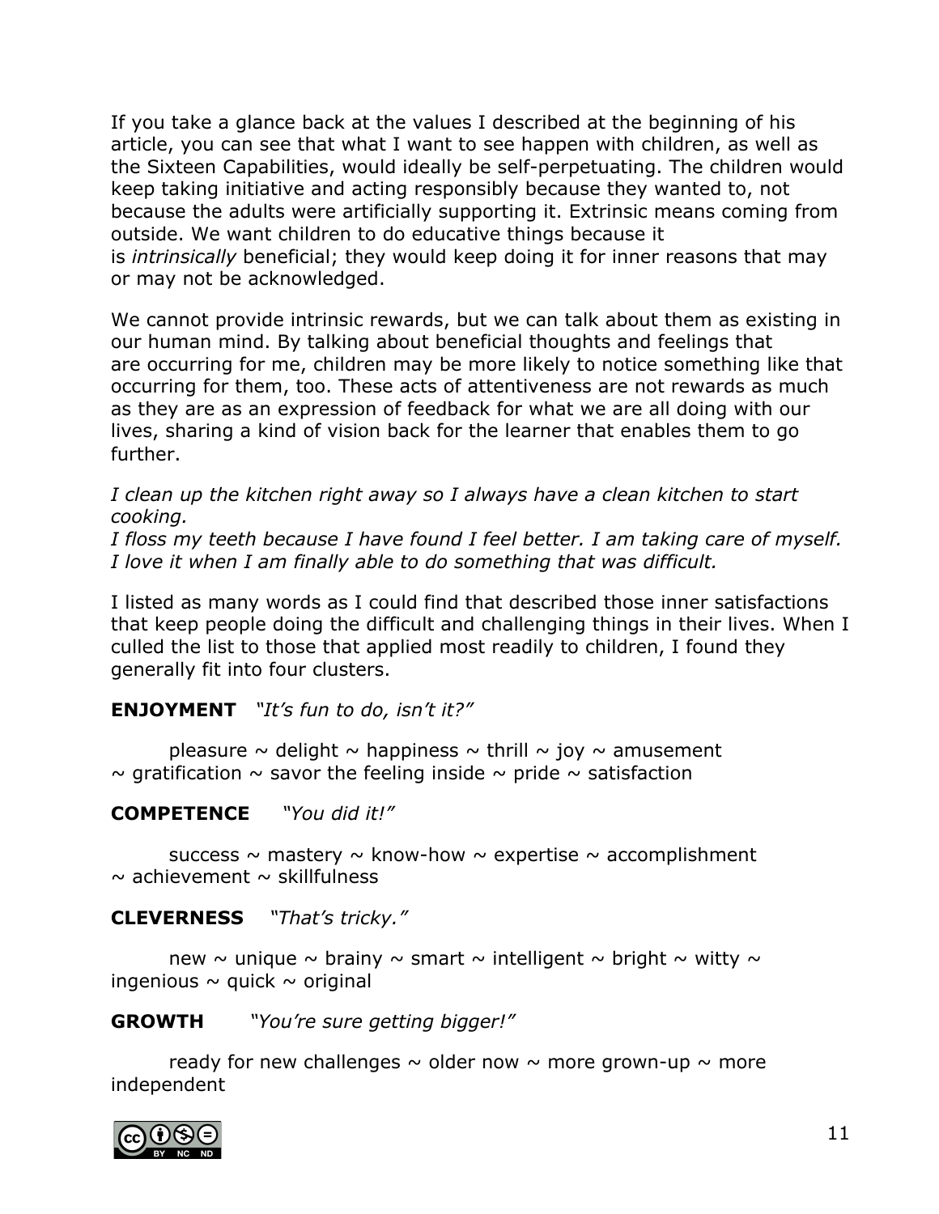If you take a glance back at the values I described at the beginning of his article, you can see that what I want to see happen with children, as well as the Sixteen Capabilities, would ideally be self-perpetuating. The children would keep taking initiative and acting responsibly because they wanted to, not because the adults were artificially supporting it. Extrinsic means coming from outside. We want children to do educative things because it is *intrinsically* beneficial; they would keep doing it for inner reasons that may or may not be acknowledged.

We cannot provide intrinsic rewards, but we can talk about them as existing in our human mind. By talking about beneficial thoughts and feelings that are occurring for me, children may be more likely to notice something like that occurring for them, too. These acts of attentiveness are not rewards as much as they are as an expression of feedback for what we are all doing with our lives, sharing a kind of vision back for the learner that enables them to go further.

*I clean up the kitchen right away so I always have a clean kitchen to start cooking.*
*I floss my teeth because I have found I feel better. I am taking care of myself.*
*I love it when I am finally able to do something that was difficult.*

I listed as many words as I could find that described those inner satisfactions that keep people doing the difficult and challenging things in their lives. When I culled the list to those that applied most readily to children, I found they generally fit into four clusters.

**ENJOYMENT** *"It's fun to do, isn't it?"*

pleasure ~ delight ~ happiness ~ thrill ~ joy ~ amusement ~ gratification ~ savor the feeling inside ~ pride ~ satisfaction

**COMPETENCE** *"You did it!"*

success ~ mastery ~ know-how ~ expertise ~ accomplishment ~ achievement ~ skillfulness

**CLEVERNESS** *"That's tricky."*

new ~ unique ~ brainy ~ smart ~ intelligent ~ bright ~ witty ~ ingenious ~ quick ~ original

**GROWTH** *"You're sure getting bigger!"*

ready for new challenges ~ older now ~ more grown-up ~ more independent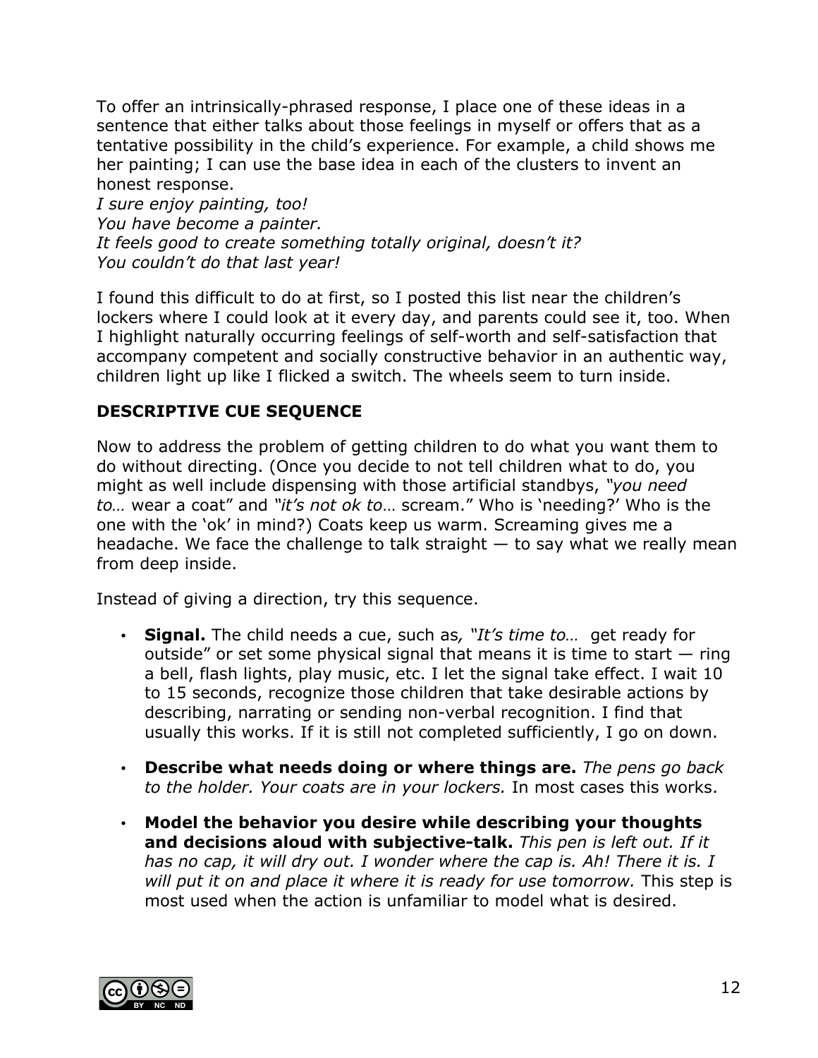To offer an intrinsically-phrased response, I place one of these ideas in a sentence that either talks about those feelings in myself or offers that as a tentative possibility in the child's experience. For example, a child shows me her painting; I can use the base idea in each of the clusters to invent an honest response.
*I sure enjoy painting, too!*
*You have become a painter.*
*It feels good to create something totally original, doesn't it?*
*You couldn't do that last year!*

I found this difficult to do at first, so I posted this list near the children's lockers where I could look at it every day, and parents could see it, too. When I highlight naturally occurring feelings of self-worth and self-satisfaction that accompany competent and socially constructive behavior in an authentic way, children light up like I flicked a switch. The wheels seem to turn inside.

## DESCRIPTIVE CUE SEQUENCE

Now to address the problem of getting children to do what you want them to do without directing. (Once you decide to not tell children what to do, you might as well include dispensing with those artificial standbys, *"you need to…* wear a coat" and *"it's not ok to…* scream." Who is 'needing?' Who is the one with the 'ok' in mind?) Coats keep us warm. Screaming gives me a headache. We face the challenge to talk straight — to say what we really mean from deep inside.

Instead of giving a direction, try this sequence.

- **Signal.** The child needs a cue, such as*, "It's time to…* get ready for outside" or set some physical signal that means it is time to start — ring a bell, flash lights, play music, etc. I let the signal take effect. I wait 10 to 15 seconds, recognize those children that take desirable actions by describing, narrating or sending non-verbal recognition. I find that usually this works. If it is still not completed sufficiently, I go on down.
- **Describe what needs doing or where things are.** *The pens go back to the holder. Your coats are in your lockers.* In most cases this works.
- **Model the behavior you desire while describing your thoughts and decisions aloud with subjective-talk.** *This pen is left out. If it has no cap, it will dry out. I wonder where the cap is. Ah! There it is. I will put it on and place it where it is ready for use tomorrow.* This step is most used when the action is unfamiliar to model what is desired.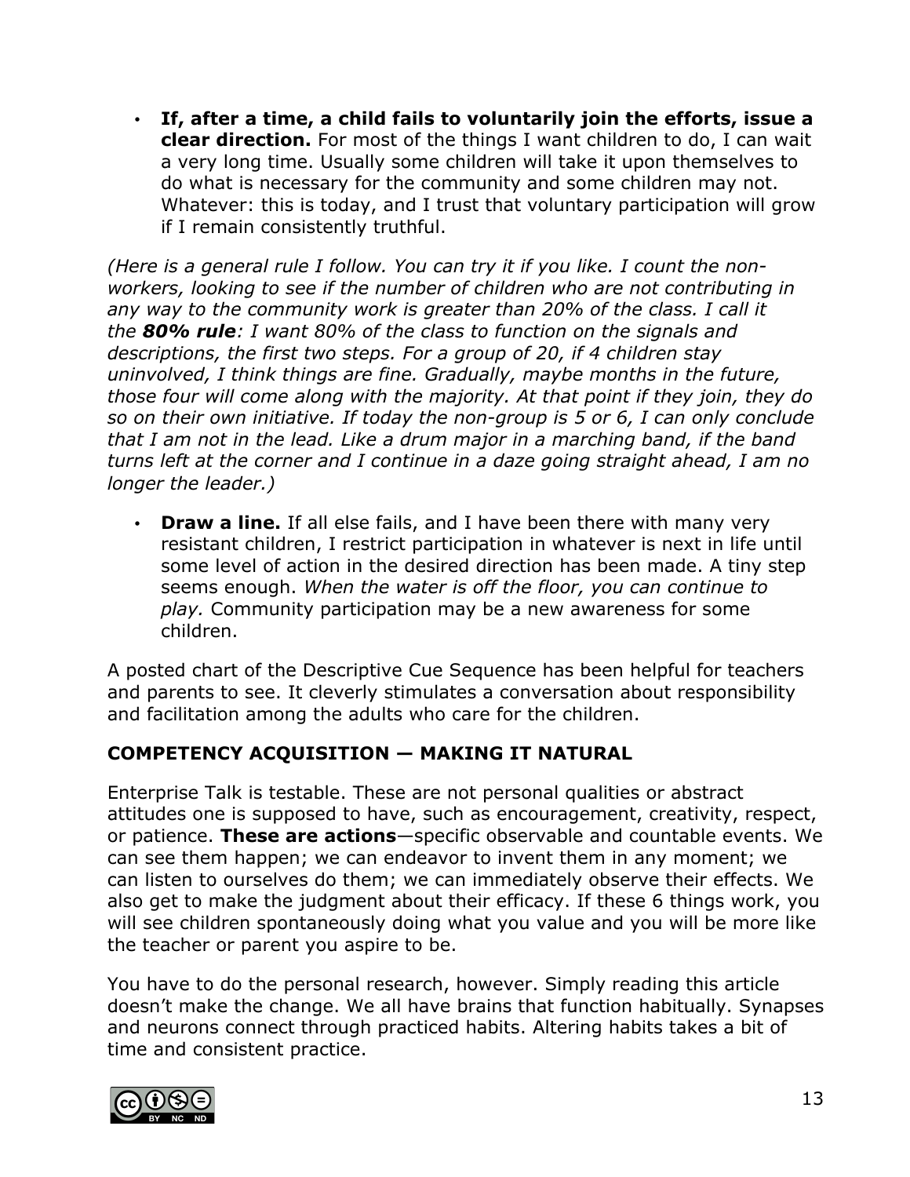- **If, after a time, a child fails to voluntarily join the efforts, issue a clear direction.** For most of the things I want children to do, I can wait a very long time. Usually some children will take it upon themselves to do what is necessary for the community and some children may not. Whatever: this is today, and I trust that voluntary participation will grow if I remain consistently truthful.

*(Here is a general rule I follow. You can try it if you like. I count the non-workers, looking to see if the number of children who are not contributing in any way to the community work is greater than 20% of the class. I call it the* ***80% rule****: I want 80% of the class to function on the signals and descriptions, the first two steps. For a group of 20, if 4 children stay uninvolved, I think things are fine. Gradually, maybe months in the future, those four will come along with the majority. At that point if they join, they do so on their own initiative. If today the non-group is 5 or 6, I can only conclude that I am not in the lead. Like a drum major in a marching band, if the band turns left at the corner and I continue in a daze going straight ahead, I am no longer the leader.)*

- **Draw a line.** If all else fails, and I have been there with many very resistant children, I restrict participation in whatever is next in life until some level of action in the desired direction has been made. A tiny step seems enough. *When the water is off the floor, you can continue to play.* Community participation may be a new awareness for some children.

A posted chart of the Descriptive Cue Sequence has been helpful for teachers and parents to see. It cleverly stimulates a conversation about responsibility and facilitation among the adults who care for the children.

## COMPETENCY ACQUISITION — MAKING IT NATURAL

Enterprise Talk is testable. These are not personal qualities or abstract attitudes one is supposed to have, such as encouragement, creativity, respect, or patience. **These are actions**—specific observable and countable events. We can see them happen; we can endeavor to invent them in any moment; we can listen to ourselves do them; we can immediately observe their effects. We also get to make the judgment about their efficacy. If these 6 things work, you will see children spontaneously doing what you value and you will be more like the teacher or parent you aspire to be.

You have to do the personal research, however. Simply reading this article doesn't make the change. We all have brains that function habitually. Synapses and neurons connect through practiced habits. Altering habits takes a bit of time and consistent practice.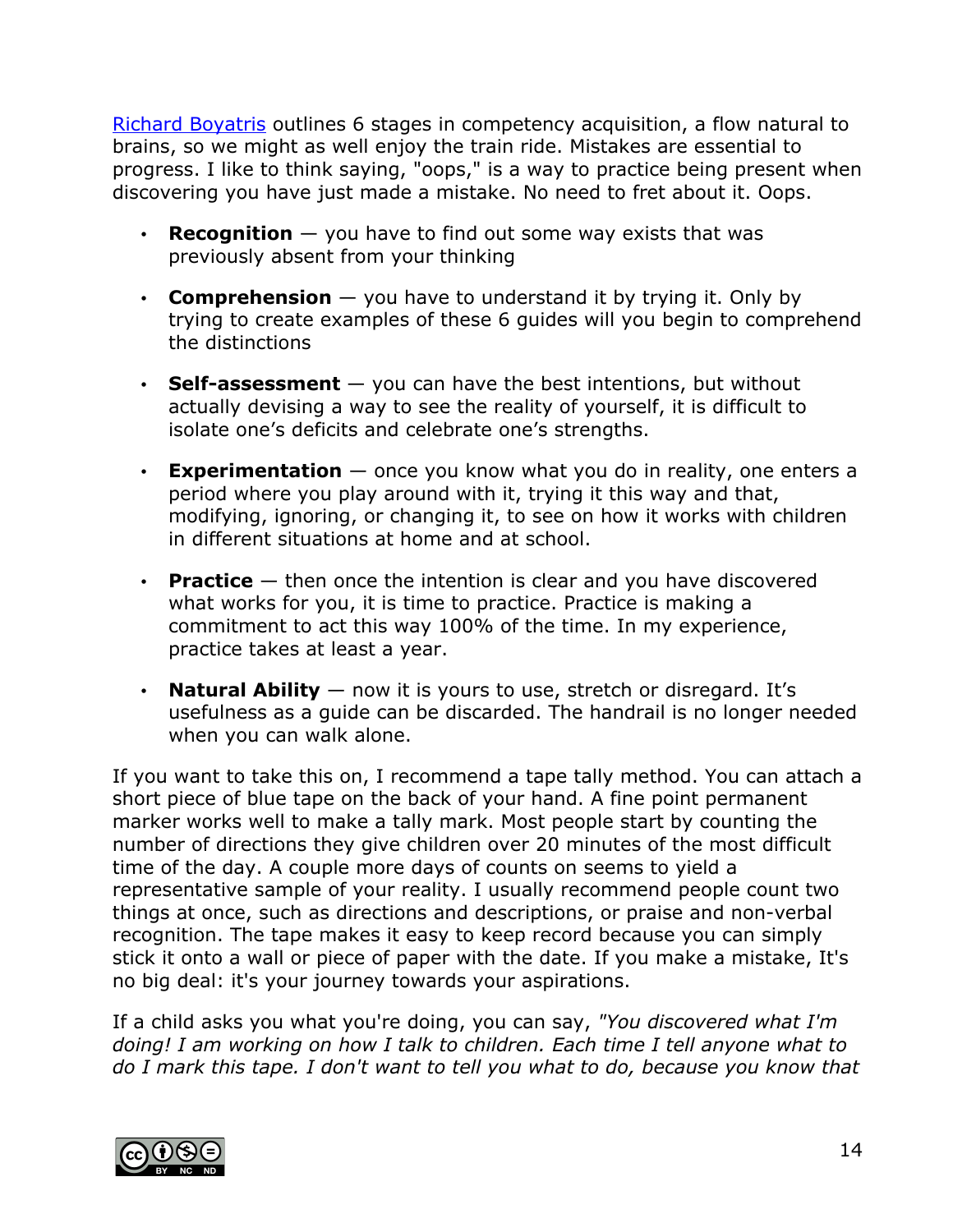[Richard Boyatris](#) outlines 6 stages in competency acquisition, a flow natural to brains, so we might as well enjoy the train ride. Mistakes are essential to progress. I like to think saying, "oops," is a way to practice being present when discovering you have just made a mistake. No need to fret about it. Oops.

- **Recognition** — you have to find out some way exists that was previously absent from your thinking
- **Comprehension** — you have to understand it by trying it. Only by trying to create examples of these 6 guides will you begin to comprehend the distinctions
- **Self-assessment** — you can have the best intentions, but without actually devising a way to see the reality of yourself, it is difficult to isolate one's deficits and celebrate one's strengths.
- **Experimentation** — once you know what you do in reality, one enters a period where you play around with it, trying it this way and that, modifying, ignoring, or changing it, to see on how it works with children in different situations at home and at school.
- **Practice** — then once the intention is clear and you have discovered what works for you, it is time to practice. Practice is making a commitment to act this way 100% of the time. In my experience, practice takes at least a year.
- **Natural Ability** — now it is yours to use, stretch or disregard. It's usefulness as a guide can be discarded. The handrail is no longer needed when you can walk alone.

If you want to take this on, I recommend a tape tally method. You can attach a short piece of blue tape on the back of your hand. A fine point permanent marker works well to make a tally mark. Most people start by counting the number of directions they give children over 20 minutes of the most difficult time of the day. A couple more days of counts on seems to yield a representative sample of your reality. I usually recommend people count two things at once, such as directions and descriptions, or praise and non-verbal recognition. The tape makes it easy to keep record because you can simply stick it onto a wall or piece of paper with the date. If you make a mistake, It's no big deal: it's your journey towards your aspirations.

If a child asks you what you're doing, you can say, *"You discovered what I'm doing! I am working on how I talk to children. Each time I tell anyone what to do I mark this tape. I don't want to tell you what to do, because you know that*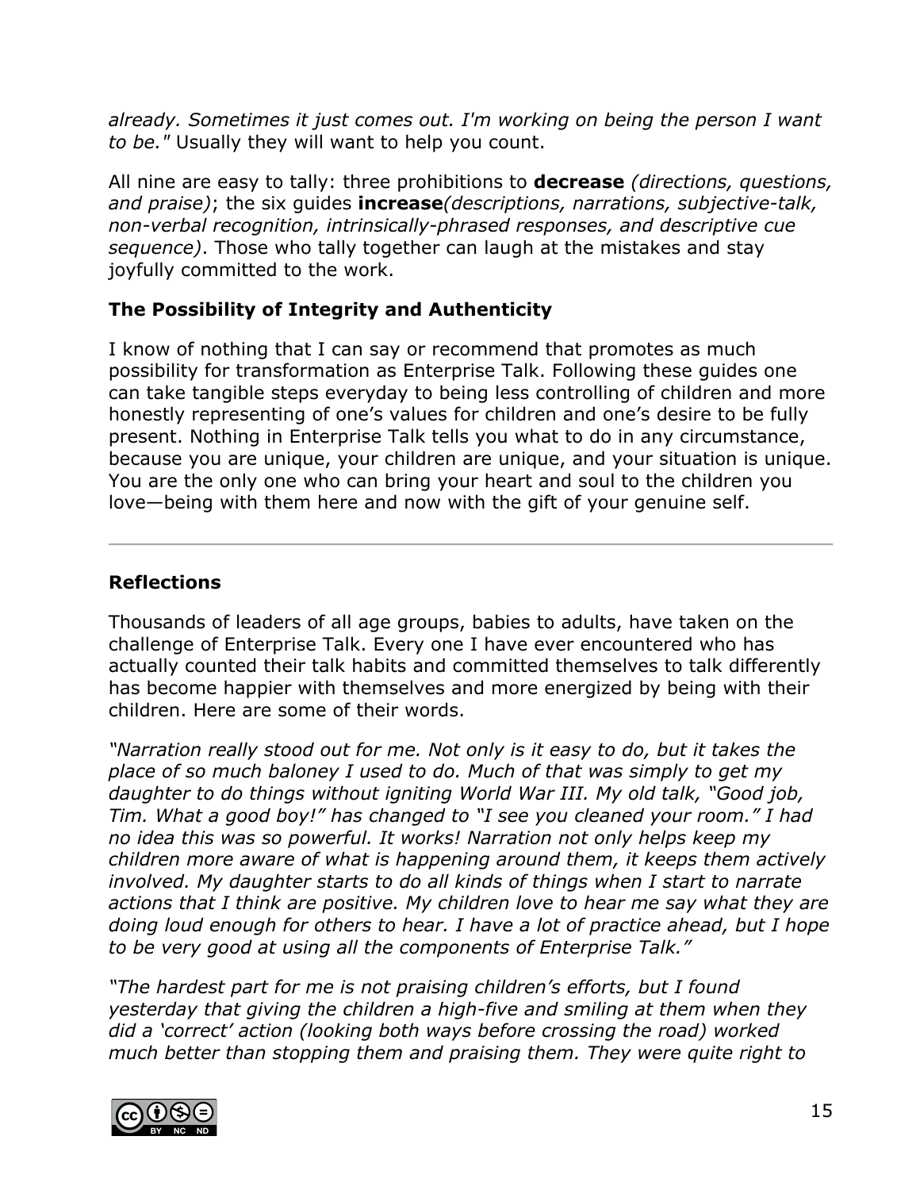*already. Sometimes it just comes out. I'm working on being the person I want to be."* Usually they will want to help you count.

All nine are easy to tally: three prohibitions to **decrease** *(directions, questions, and praise)*; the six guides **increase***(descriptions, narrations, subjective-talk, non-verbal recognition, intrinsically-phrased responses, and descriptive cue sequence)*. Those who tally together can laugh at the mistakes and stay joyfully committed to the work.

### The Possibility of Integrity and Authenticity

I know of nothing that I can say or recommend that promotes as much possibility for transformation as Enterprise Talk. Following these guides one can take tangible steps everyday to being less controlling of children and more honestly representing of one's values for children and one's desire to be fully present. Nothing in Enterprise Talk tells you what to do in any circumstance, because you are unique, your children are unique, and your situation is unique. You are the only one who can bring your heart and soul to the children you love—being with them here and now with the gift of your genuine self.

---

### Reflections

Thousands of leaders of all age groups, babies to adults, have taken on the challenge of Enterprise Talk. Every one I have ever encountered who has actually counted their talk habits and committed themselves to talk differently has become happier with themselves and more energized by being with their children. Here are some of their words.

*"Narration really stood out for me. Not only is it easy to do, but it takes the place of so much baloney I used to do. Much of that was simply to get my daughter to do things without igniting World War III. My old talk, "Good job, Tim. What a good boy!" has changed to "I see you cleaned your room." I had no idea this was so powerful. It works! Narration not only helps keep my children more aware of what is happening around them, it keeps them actively involved. My daughter starts to do all kinds of things when I start to narrate actions that I think are positive. My children love to hear me say what they are doing loud enough for others to hear. I have a lot of practice ahead, but I hope to be very good at using all the components of Enterprise Talk."*

*"The hardest part for me is not praising children's efforts, but I found yesterday that giving the children a high-five and smiling at them when they did a 'correct' action (looking both ways before crossing the road) worked much better than stopping them and praising them. They were quite right to*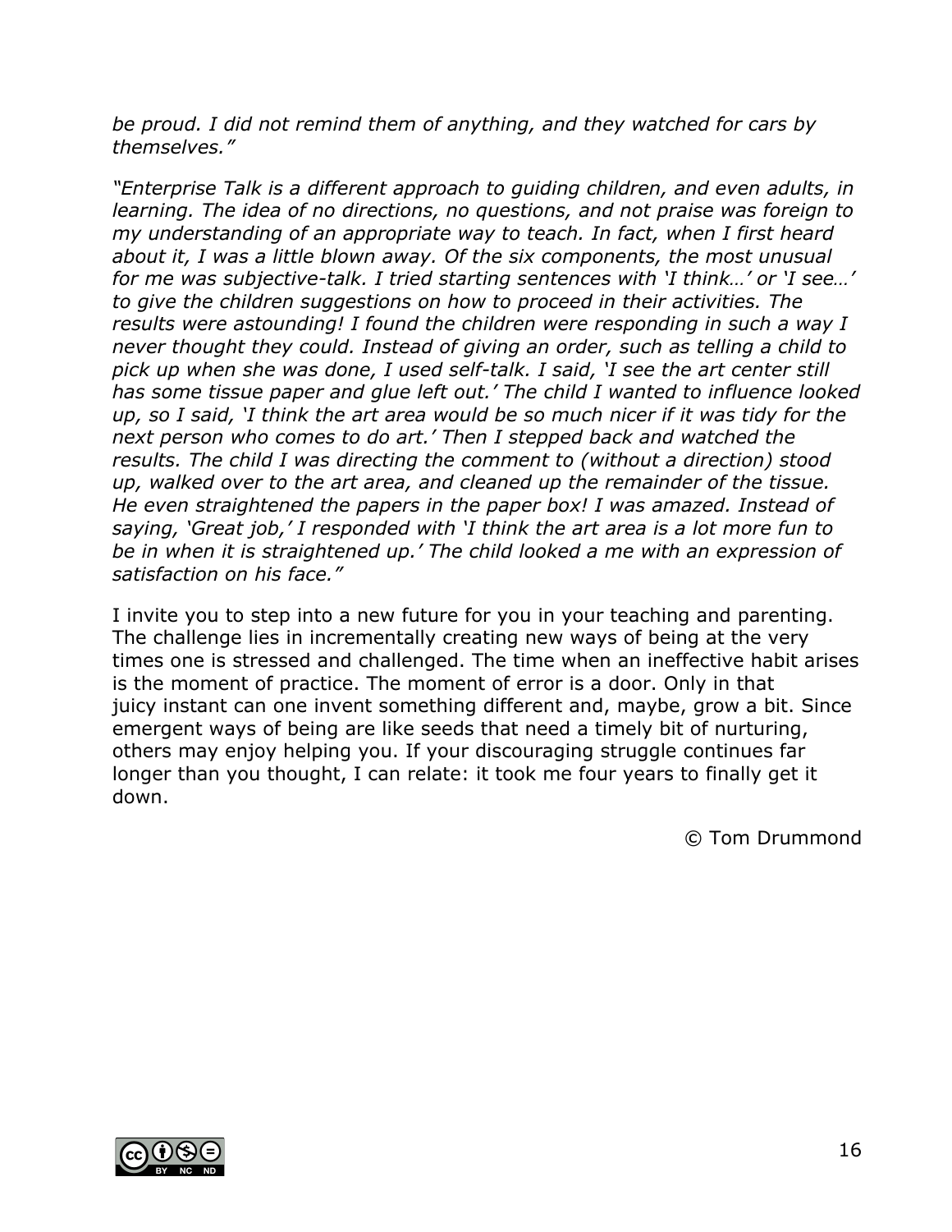*be proud. I did not remind them of anything, and they watched for cars by themselves."*

*"Enterprise Talk is a different approach to guiding children, and even adults, in learning. The idea of no directions, no questions, and not praise was foreign to my understanding of an appropriate way to teach. In fact, when I first heard about it, I was a little blown away. Of the six components, the most unusual for me was subjective-talk. I tried starting sentences with 'I think…' or 'I see…' to give the children suggestions on how to proceed in their activities. The results were astounding! I found the children were responding in such a way I never thought they could. Instead of giving an order, such as telling a child to pick up when she was done, I used self-talk. I said, 'I see the art center still has some tissue paper and glue left out.' The child I wanted to influence looked up, so I said, 'I think the art area would be so much nicer if it was tidy for the next person who comes to do art.' Then I stepped back and watched the results. The child I was directing the comment to (without a direction) stood up, walked over to the art area, and cleaned up the remainder of the tissue. He even straightened the papers in the paper box! I was amazed. Instead of saying, 'Great job,' I responded with 'I think the art area is a lot more fun to be in when it is straightened up.' The child looked a me with an expression of satisfaction on his face."*

I invite you to step into a new future for you in your teaching and parenting. The challenge lies in incrementally creating new ways of being at the very times one is stressed and challenged. The time when an ineffective habit arises is the moment of practice. The moment of error is a door. Only in that juicy instant can one invent something different and, maybe, grow a bit. Since emergent ways of being are like seeds that need a timely bit of nurturing, others may enjoy helping you. If your discouraging struggle continues far longer than you thought, I can relate: it took me four years to finally get it down.

© Tom Drummond